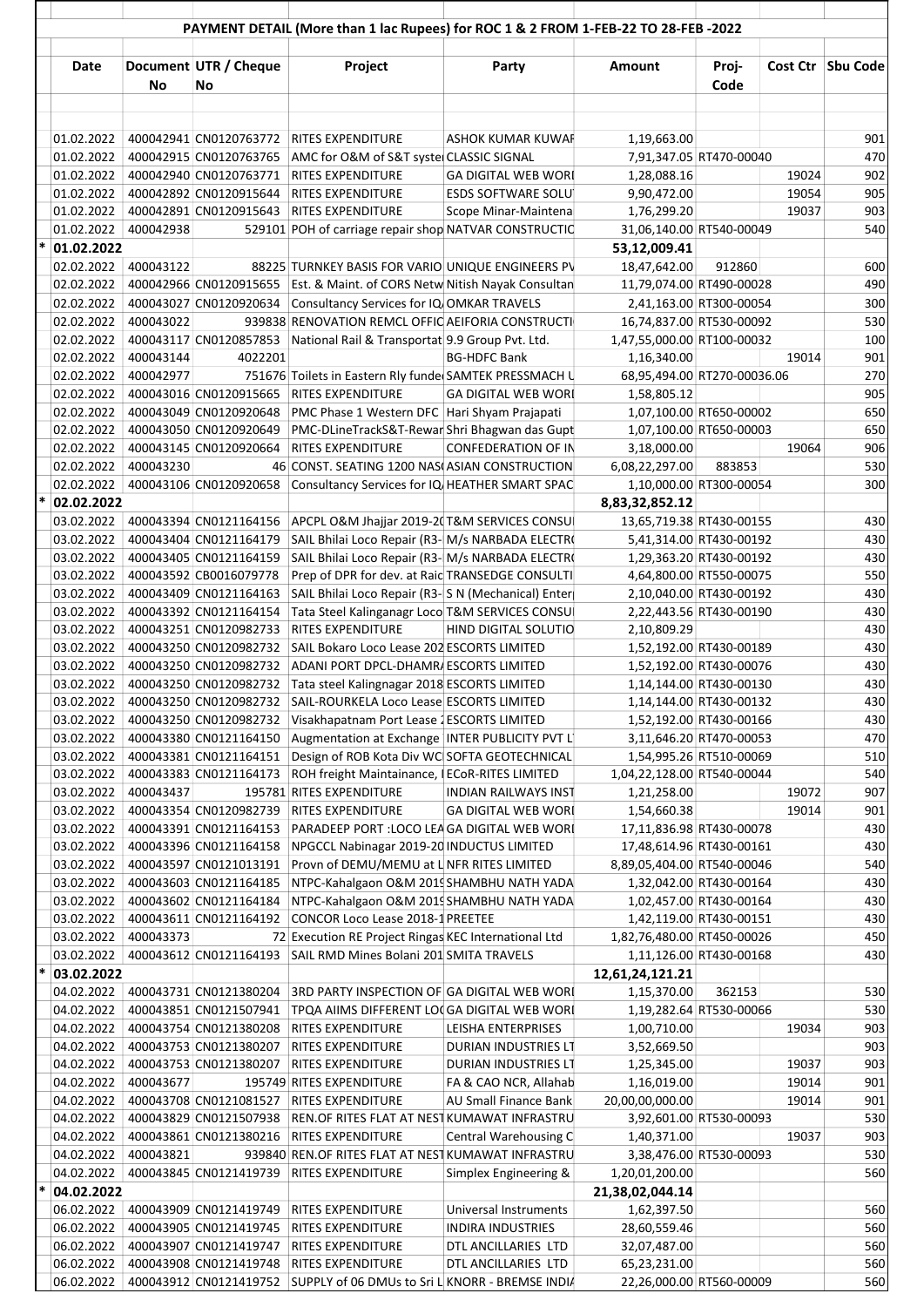## PAYMENT DETAIL (More than 1 lac Rupees) for ROC 1 & 2 FROM 1-FEB-22 TO 28-FEB -2022

| | Date | Document No | UTR / Cheque No | Project | Party | Amount | Proj-Code | Cost Ctr | Sbu Code |
|---|---|---|---|---|---|---|---|---|---|
| | 01.02.2022 | 400042941 | CN0120763772 | RITES EXPENDITURE | ASHOK KUMAR KUWAF | 1,19,663.00 | | | 901 |
| | 01.02.2022 | 400042915 | CN0120763765 | AMC for O&M of S&T syste | CLASSIC SIGNAL | 7,91,347.05 | RT470-00040 | | 470 |
| | 01.02.2022 | 400042940 | CN0120763771 | RITES EXPENDITURE | GA DIGITAL WEB WORI | 1,28,088.16 | | 19024 | 902 |
| | 01.02.2022 | 400042892 | CN0120915644 | RITES EXPENDITURE | ESDS SOFTWARE SOLU | 9,90,472.00 | | 19054 | 905 |
| | 01.02.2022 | 400042891 | CN0120915643 | RITES EXPENDITURE | Scope Minar-Maintena | 1,76,299.20 | | 19037 | 903 |
| | 01.02.2022 | 400042938 | 529101 | POH of carriage repair shop | NATVAR CONSTRUCTIC | 31,06,140.00 | RT540-00049 | | 540 |
| * | 01.02.2022 | | | | | 53,12,009.41 | | | |
| | 02.02.2022 | 400043122 | 88225 | TURNKEY BASIS FOR VARIO | UNIQUE ENGINEERS PV | 18,47,642.00 | 912860 | | 600 |
| | 02.02.2022 | 400042966 | CN0120915655 | Est. & Maint. of CORS Netw | Nitish Nayak Consultan | 11,79,074.00 | RT490-00028 | | 490 |
| | 02.02.2022 | 400043027 | CN0120920634 | Consultancy Services for IQ | OMKAR TRAVELS | 2,41,163.00 | RT300-00054 | | 300 |
| | 02.02.2022 | 400043022 | 939838 | RENOVATION REMCL OFFIC | AEIFORIA CONSTRUCTI | 16,74,837.00 | RT530-00092 | | 530 |
| | 02.02.2022 | 400043117 | CN0120857853 | National Rail & Transportat | 9.9 Group Pvt. Ltd. | 1,47,55,000.00 | RT100-00032 | | 100 |
| | 02.02.2022 | 400043144 | 4022201 | | BG-HDFC Bank | 1,16,340.00 | | 19014 | 901 |
| | 02.02.2022 | 400042977 | 751676 | Toilets in Eastern Rly funde | SAMTEK PRESSMACH U | 68,95,494.00 | RT270-00036.06 | | 270 |
| | 02.02.2022 | 400043016 | CN0120915665 | RITES EXPENDITURE | GA DIGITAL WEB WORI | 1,58,805.12 | | | 905 |
| | 02.02.2022 | 400043049 | CN0120920648 | PMC Phase 1 Western DFC | Hari Shyam Prajapati | 1,07,100.00 | RT650-00002 | | 650 |
| | 02.02.2022 | 400043050 | CN0120920649 | PMC-DLineTrackS&T-Rewar | Shri Bhagwan das Gupt | 1,07,100.00 | RT650-00003 | | 650 |
| | 02.02.2022 | 400043145 | CN0120920664 | RITES EXPENDITURE | CONFEDERATION OF IN | 3,18,000.00 | | 19064 | 906 |
| | 02.02.2022 | 400043230 | 46 | CONST. SEATING 1200 NAS | ASIAN CONSTRUCTION | 6,08,22,297.00 | 883853 | | 530 |
| | 02.02.2022 | 400043106 | CN0120920658 | Consultancy Services for IQ | HEATHER SMART SPAC | 1,10,000.00 | RT300-00054 | | 300 |
| * | 02.02.2022 | | | | | 8,83,32,852.12 | | | |
| | 03.02.2022 | 400043394 | CN0121164156 | APCPL O&M Jhajjar 2019-20 | T&M SERVICES CONSU | 13,65,719.38 | RT430-00155 | | 430 |
| | 03.02.2022 | 400043404 | CN0121164179 | SAIL Bhilai Loco Repair (R3- | M/s NARBADA ELECTR | 5,41,314.00 | RT430-00192 | | 430 |
| | 03.02.2022 | 400043405 | CN0121164159 | SAIL Bhilai Loco Repair (R3- | M/s NARBADA ELECTR | 1,29,363.20 | RT430-00192 | | 430 |
| | 03.02.2022 | 400043592 | CB0016079778 | Prep of DPR for dev. at Raic | TRANSEDGE CONSULTI | 4,64,800.00 | RT550-00075 | | 550 |
| | 03.02.2022 | 400043409 | CN0121164163 | SAIL Bhilai Loco Repair (R3- | S N (Mechanical) Enter | 2,10,400.00 | RT430-00192 | | 430 |
| | 03.02.2022 | 400043392 | CN0121164154 | Tata Steel Kalinganagr Loco | T&M SERVICES CONSU | 2,22,443.56 | RT430-00190 | | 430 |
| | 03.02.2022 | 400043251 | CN0120982733 | RITES EXPENDITURE | HIND DIGITAL SOLUTIO | 2,10,809.29 | | | 430 |
| | 03.02.2022 | 400043250 | CN0120982732 | SAIL Bokaro Loco Lease 202 | ESCORTS LIMITED | 1,52,192.00 | RT430-00189 | | 430 |
| | 03.02.2022 | 400043250 | CN0120982732 | ADANI PORT DPCL-DHAMRA | ESCORTS LIMITED | 1,52,192.00 | RT430-00076 | | 430 |
| | 03.02.2022 | 400043250 | CN0120982732 | Tata steel Kalingnagar 2018 | ESCORTS LIMITED | 1,14,144.00 | RT430-00130 | | 430 |
| | 03.02.2022 | 400043250 | CN0120982732 | SAIL-ROURKELA Loco Lease | ESCORTS LIMITED | 1,14,144.00 | RT430-00132 | | 430 |
| | 03.02.2022 | 400043250 | CN0120982732 | Visakhapatnam Port Lease 2 | ESCORTS LIMITED | 1,52,192.00 | RT430-00166 | | 430 |
| | 03.02.2022 | 400043380 | CN0121164150 | Augmentation at Exchange | INTER PUBLICITY PVT L | 3,11,646.20 | RT470-00053 | | 470 |
| | 03.02.2022 | 400043381 | CN0121164151 | Design of ROB Kota Div WC | SOFTA GEOTECHNICAL | 1,54,995.26 | RT510-00069 | | 510 |
| | 03.02.2022 | 400043383 | CN0121164173 | ROH freight Maintainance, I | ECoR-RITES LIMITED | 1,04,22,128.00 | RT540-00044 | | 540 |
| | 03.02.2022 | 400043437 | 195781 | RITES EXPENDITURE | INDIAN RAILWAYS INST | 1,21,258.00 | | 19072 | 907 |
| | 03.02.2022 | 400043354 | CN0120982739 | RITES EXPENDITURE | GA DIGITAL WEB WORI | 1,54,660.38 | | 19014 | 901 |
| | 03.02.2022 | 400043391 | CN0121164153 | PARADEEP PORT :LOCO LEA | GA DIGITAL WEB WORI | 17,11,836.98 | RT430-00078 | | 430 |
| | 03.02.2022 | 400043396 | CN0121164158 | NPGCCL Nabinagar 2019-20 | INDUCTUS LIMITED | 17,48,614.96 | RT430-00161 | | 430 |
| | 03.02.2022 | 400043597 | CN0121013191 | Provn of DEMU/MEMU at L | NFR RITES LIMITED | 8,89,05,404.00 | RT540-00046 | | 540 |
| | 03.02.2022 | 400043603 | CN0121164185 | NTPC-Kahalgaon O&M 2019 | SHAMBHU NATH YADA | 1,32,042.00 | RT430-00164 | | 430 |
| | 03.02.2022 | 400043602 | CN0121164184 | NTPC-Kahalgaon O&M 2019 | SHAMBHU NATH YADA | 1,02,457.00 | RT430-00164 | | 430 |
| | 03.02.2022 | 400043611 | CN0121164192 | CONCOR Loco Lease 2018-1 | PREETEE | 1,42,119.00 | RT430-00151 | | 430 |
| | 03.02.2022 | 400043373 | 72 | Execution RE Project Ringas | KEC International Ltd | 1,82,76,480.00 | RT450-00026 | | 450 |
| | 03.02.2022 | 400043612 | CN0121164193 | SAIL RMD Mines Bolani 201 | SMITA TRAVELS | 1,11,126.00 | RT430-00168 | | 430 |
| * | 03.02.2022 | | | | | 12,61,24,121.21 | | | |
| | 04.02.2022 | 400043731 | CN0121380204 | 3RD PARTY INSPECTION OF | GA DIGITAL WEB WORI | 1,15,370.00 | 362153 | | 530 |
| | 04.02.2022 | 400043851 | CN0121507941 | TPQA AIIMS DIFFERENT LOC | GA DIGITAL WEB WORI | 1,19,282.64 | RT530-00066 | | 530 |
| | 04.02.2022 | 400043754 | CN0121380208 | RITES EXPENDITURE | LEISHA ENTERPRISES | 1,00,710.00 | | 19034 | 903 |
| | 04.02.2022 | 400043753 | CN0121380207 | RITES EXPENDITURE | DURIAN INDUSTRIES LT | 3,52,669.50 | | | 903 |
| | 04.02.2022 | 400043753 | CN0121380207 | RITES EXPENDITURE | DURIAN INDUSTRIES LT | 1,25,345.00 | | 19037 | 903 |
| | 04.02.2022 | 400043677 | 195749 | RITES EXPENDITURE | FA & CAO NCR, Allahab | 1,16,019.00 | | 19014 | 901 |
| | 04.02.2022 | 400043708 | CN0121081527 | RITES EXPENDITURE | AU Small Finance Bank | 20,00,00,000.00 | | 19014 | 901 |
| | 04.02.2022 | 400043829 | CN0121507938 | REN.OF RITES FLAT AT NEST | KUMAWAT INFRASTRU | 3,92,601.00 | RT530-00093 | | 530 |
| | 04.02.2022 | 400043861 | CN0121380216 | RITES EXPENDITURE | Central Warehousing C | 1,40,371.00 | | 19037 | 903 |
| | 04.02.2022 | 400043821 | 939840 | REN.OF RITES FLAT AT NEST | KUMAWAT INFRASTRU | 3,38,476.00 | RT530-00093 | | 530 |
| | 04.02.2022 | 400043845 | CN0121419739 | RITES EXPENDITURE | Simplex Engineering & | 1,20,01,200.00 | | | 560 |
| * | 04.02.2022 | | | | | 21,38,02,044.14 | | | |
| | 06.02.2022 | 400043909 | CN0121419749 | RITES EXPENDITURE | Universal Instruments | 1,62,397.50 | | | 560 |
| | 06.02.2022 | 400043905 | CN0121419745 | RITES EXPENDITURE | INDIRA INDUSTRIES | 28,60,559.46 | | | 560 |
| | 06.02.2022 | 400043907 | CN0121419747 | RITES EXPENDITURE | DTL ANCILLARIES LTD | 32,07,487.00 | | | 560 |
| | 06.02.2022 | 400043908 | CN0121419748 | RITES EXPENDITURE | DTL ANCILLARIES LTD | 65,23,231.00 | | | 560 |
| | 06.02.2022 | 400043912 | CN0121419752 | SUPPLY of 06 DMUs to Sri L | KNORR - BREMSE INDIA | 22,26,000.00 | RT560-00009 | | 560 |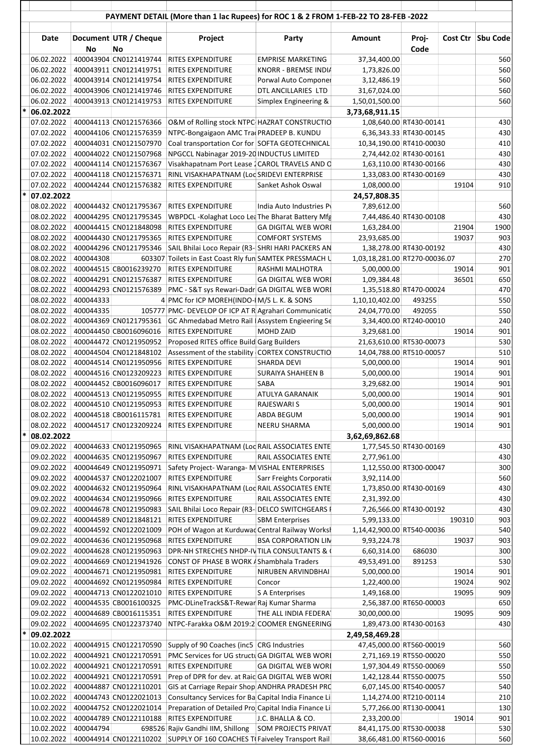## PAYMENT DETAIL (More than 1 lac Rupees) for ROC 1 & 2 FROM 1-FEB-22 TO 28-FEB -2022

| | Date | Document No | UTR / Cheque No | Project | Party | Amount | Proj-Code | Cost Ctr | Sbu Code |
|---|---|---|---|---|---|---|---|---|---|
| | 06.02.2022 | 400043904 | CN0121419744 | RITES EXPENDITURE | EMPRISE MARKETING | 37,34,400.00 | | | 560 |
| | 06.02.2022 | 400043911 | CN0121419751 | RITES EXPENDITURE | KNORR - BREMSE INDIA | 1,73,826.00 | | | 560 |
| | 06.02.2022 | 400043914 | CN0121419754 | RITES EXPENDITURE | Porwal Auto Componer | 3,12,486.19 | | | 560 |
| | 06.02.2022 | 400043906 | CN0121419746 | RITES EXPENDITURE | DTL ANCILLARIES LTD | 31,67,024.00 | | | 560 |
| | 06.02.2022 | 400043913 | CN0121419753 | RITES EXPENDITURE | Simplex Engineering & | 1,50,01,500.00 | | | 560 |
| * | 06.02.2022 | | | | | 3,73,68,911.15 | | | |
| | 07.02.2022 | 400044113 | CN0121576366 | O&M of Rolling stock NTPC | HAZRAT CONSTRUCTIO | 1,08,640.00 | RT430-00141 | | 430 |
| | 07.02.2022 | 400044106 | CN0121576359 | NTPC-Bongaigaon AMC Tra | PRADEEP B. KUNDU | 6,36,343.33 | RT430-00145 | | 430 |
| | 07.02.2022 | 400044031 | CN0121507970 | Coal transportation Cor for | SOFTA GEOTECHNICAL | 10,34,190.00 | RT410-00030 | | 410 |
| | 07.02.2022 | 400044022 | CN0121507968 | NPGCCL Nabinagar 2019-20 | INDUCTUS LIMITED | 2,74,442.02 | RT430-00161 | | 430 |
| | 07.02.2022 | 400044114 | CN0121576367 | Visakhapatnam Port Lease | CAROL TRAVELS AND C | 1,63,110.00 | RT430-00166 | | 430 |
| | 07.02.2022 | 400044118 | CN0121576371 | RINL VISAKHAPATNAM (Loc | SRIDEVI ENTERPRISE | 1,33,083.00 | RT430-00169 | | 430 |
| | 07.02.2022 | 400044244 | CN0121576382 | RITES EXPENDITURE | Sanket Ashok Oswal | 1,08,000.00 | | 19104 | 910 |
| * | 07.02.2022 | | | | | 24,57,808.35 | | | |
| | 08.02.2022 | 400044432 | CN0121795367 | RITES EXPENDITURE | India Auto Industries Pv | 7,89,612.00 | | | 560 |
| | 08.02.2022 | 400044295 | CN0121795345 | WBPDCL -Kolaghat Loco Lea | The Bharat Battery Mfg | 7,44,486.40 | RT430-00108 | | 430 |
| | 08.02.2022 | 400044415 | CN0121848098 | RITES EXPENDITURE | GA DIGITAL WEB WORI | 1,63,284.00 | | 21904 | 1900 |
| | 08.02.2022 | 400044430 | CN0121795365 | RITES EXPENDITURE | COMFORT SYSTEMS | 23,93,685.00 | | 19037 | 903 |
| | 08.02.2022 | 400044296 | CN0121795346 | SAIL Bhilai Loco Repair (R3- | SHRI HARI PACKERS AN | 1,38,278.00 | RT430-00192 | | 430 |
| | 08.02.2022 | 400044308 | 603307 | Toilets in East Coast Rly fun | SAMTEK PRESSMACH U | 1,03,18,281.00 | RT270-00036.07 | | 270 |
| | 08.02.2022 | 400044515 | CB0016239270 | RITES EXPENDITURE | RASHMI MALHOTRA | 5,00,000.00 | | 19014 | 901 |
| | 08.02.2022 | 400044291 | CN0121576387 | RITES EXPENDITURE | GA DIGITAL WEB WORI | 1,09,384.48 | | 36501 | 650 |
| | 08.02.2022 | 400044293 | CN0121576389 | PMC - S&T sys Rewari-Dadr | GA DIGITAL WEB WORI | 1,35,518.80 | RT470-00024 | | 470 |
| | 08.02.2022 | 400044333 | 4 | PMC for ICP MOREH(INDO-I | M/S L. K. & SONS | 1,10,10,402.00 | 493255 | | 550 |
| | 08.02.2022 | 400044335 | 105777 | PMC- DEVELOP OF ICP AT R | Agrahari Communicatic | 24,04,770.00 | 492055 | | 550 |
| | 08.02.2022 | 400044369 | CN0121795361 | GC Ahmedabad Metro Rail I | Assystem Engieering Se | 3,34,400.00 | RT240-00010 | | 240 |
| | 08.02.2022 | 400044450 | CB0016096016 | RITES EXPENDITURE | MOHD ZAID | 3,29,681.00 | | 19014 | 901 |
| | 08.02.2022 | 400044472 | CN0121950952 | Proposed RITES office Build | Garg Builders | 21,63,610.00 | RT530-00073 | | 530 |
| | 08.02.2022 | 400044504 | CN0121848102 | Assessment of the stability | CORTEX CONSTRUCTIO | 14,04,788.00 | RT510-00057 | | 510 |
| | 08.02.2022 | 400044514 | CN0121950956 | RITES EXPENDITURE | SHARDA DEVI | 5,00,000.00 | | 19014 | 901 |
| | 08.02.2022 | 400044516 | CN0123209223 | RITES EXPENDITURE | SURAIYA SHAHEEN B | 5,00,000.00 | | 19014 | 901 |
| | 08.02.2022 | 400044452 | CB0016096017 | RITES EXPENDITURE | SABA | 3,29,682.00 | | 19014 | 901 |
| | 08.02.2022 | 400044513 | CN0121950955 | RITES EXPENDITURE | ATULYA GARANAIK | 5,00,000.00 | | 19014 | 901 |
| | 08.02.2022 | 400044510 | CN0121950953 | RITES EXPENDITURE | RAJESWARI S | 5,00,000.00 | | 19014 | 901 |
| | 08.02.2022 | 400044518 | CB0016115781 | RITES EXPENDITURE | ABDA BEGUM | 5,00,000.00 | | 19014 | 901 |
| | 08.02.2022 | 400044517 | CN0123209224 | RITES EXPENDITURE | NEERU SHARMA | 5,00,000.00 | | 19014 | 901 |
| * | 08.02.2022 | | | | | 3,62,69,862.68 | | | |
| | 09.02.2022 | 400044633 | CN0121950965 | RINL VISAKHAPATNAM (Loc | RAIL ASSOCIATES ENTE | 1,77,545.50 | RT430-00169 | | 430 |
| | 09.02.2022 | 400044635 | CN0121950967 | RITES EXPENDITURE | RAIL ASSOCIATES ENTE | 2,77,961.00 | | | 430 |
| | 09.02.2022 | 400044649 | CN0121950971 | Safety Project- Waranga- M | VISHAL ENTERPRISES | 1,12,550.00 | RT300-00047 | | 300 |
| | 09.02.2022 | 400044537 | CN0122021007 | RITES EXPENDITURE | Sarr Freights Corporatio | 3,92,114.00 | | | 560 |
| | 09.02.2022 | 400044632 | CN0121950964 | RINL VISAKHAPATNAM (Loc | RAIL ASSOCIATES ENTE | 1,73,850.00 | RT430-00169 | | 430 |
| | 09.02.2022 | 400044634 | CN0121950966 | RITES EXPENDITURE | RAIL ASSOCIATES ENTE | 2,31,392.00 | | | 430 |
| | 09.02.2022 | 400044678 | CN0121950983 | SAIL Bhilai Loco Repair (R3- | DELCO SWITCHGEARS I | 7,26,566.00 | RT430-00192 | | 430 |
| | 09.02.2022 | 400044589 | CN0121848121 | RITES EXPENDITURE | SBM Enterprises | 5,99,133.00 | | 190310 | 903 |
| | 09.02.2022 | 400044592 | CN0122021009 | POH of Wagon at Kurduwad | Central Railway Worksh | 1,14,42,900.00 | RT540-00036 | | 540 |
| | 09.02.2022 | 400044636 | CN0121950968 | RITES EXPENDITURE | BSA CORPORATION LIM | 9,93,224.78 | | 19037 | 903 |
| | 09.02.2022 | 400044628 | CN0121950963 | DPR-NH STRECHES NHDP-IV | TILA CONSULTANTS & ( | 6,60,314.00 | 686030 | | 300 |
| | 09.02.2022 | 400044669 | CN0121941926 | CONST OF PHASE B WORK / | Shambhala Traders | 49,53,491.00 | 891253 | | 530 |
| | 09.02.2022 | 400044671 | CN0121950981 | RITES EXPENDITURE | NIRUBEN ARVINDBHAI | 5,00,000.00 | | 19014 | 901 |
| | 09.02.2022 | 400044692 | CN0121950984 | RITES EXPENDITURE | Concor | 1,22,400.00 | | 19024 | 902 |
| | 09.02.2022 | 400044713 | CN0122021010 | RITES EXPENDITURE | S A Enterprises | 1,49,168.00 | | 19095 | 909 |
| | 09.02.2022 | 400044535 | CB0016100325 | PMC-DLineTrackS&T-Rewar | Raj Kumar Sharma | 2,56,387.00 | RT650-00003 | | 650 |
| | 09.02.2022 | 400044689 | CB0016115351 | RITES EXPENDITURE | THE ALL INDIA FEDERA | 30,00,000.00 | | 19095 | 909 |
| | 09.02.2022 | 400044695 | CN0122373740 | NTPC-Farakka O&M 2019:2 | COOMER ENGNEERING | 1,89,473.00 | RT430-00163 | | 430 |
| * | 09.02.2022 | | | | | 2,49,58,469.28 | | | |
| | 10.02.2022 | 400044915 | CN0122170590 | Supply of 90 Coaches (inc5 | CRG Industries | 47,45,000.00 | RT560-00019 | | 560 |
| | 10.02.2022 | 400044921 | CN0122170591 | PMC Services for UG structu | GA DIGITAL WEB WORI | 2,71,169.19 | RT550-00020 | | 550 |
| | 10.02.2022 | 400044921 | CN0122170591 | RITES EXPENDITURE | GA DIGITAL WEB WORI | 1,97,304.49 | RT550-00069 | | 550 |
| | 10.02.2022 | 400044921 | CN0122170591 | Prep of DPR for dev. at Raid | GA DIGITAL WEB WORI | 1,42,128.44 | RT550-00075 | | 550 |
| | 10.02.2022 | 400044887 | CN0122110201 | GIS at Carriage Repair Shop | ANDHRA PRADESH PRC | 6,07,145.00 | RT540-00057 | | 540 |
| | 10.02.2022 | 400044743 | CN0122021013 | Consultancy Services for Ba | Capital India Finance Li | 1,14,274.00 | RT210-00114 | | 210 |
| | 10.02.2022 | 400044752 | CN0122021014 | Preparation of Detailed Pro | Capital India Finance Li | 5,77,266.00 | RT130-00041 | | 130 |
| | 10.02.2022 | 400044789 | CN0122110188 | RITES EXPENDITURE | J.C. BHALLA & CO. | 2,33,200.00 | | 19014 | 901 |
| | 10.02.2022 | 400044794 | 698526 | Rajiv Gandhi IIM, Shillong | SOM PROJECTS PRIVAT | 84,41,175.00 | RT530-00038 | | 530 |
| | 10.02.2022 | 400044914 | CN0122110202 | SUPPLY OF 160 COACHES T( | Faiveley Transport Rail | 38,66,481.00 | RT560-00016 | | 560 |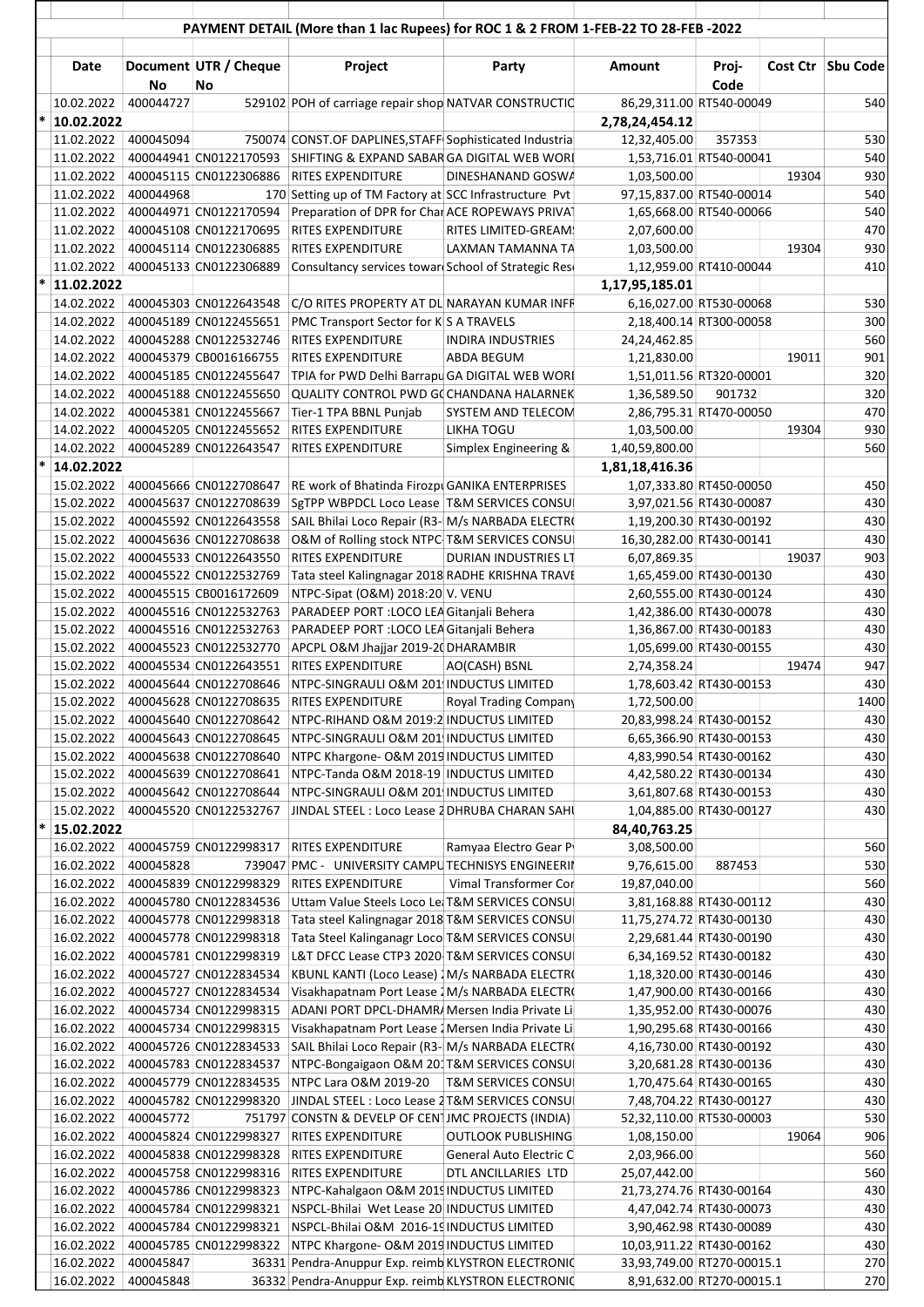| | Date | Document No | UTR / Cheque No | Project | Party | Amount | Proj-Code | Cost Ctr | Sbu Code |
|---|---|---|---|---|---|---|---|---|---|
| | | | | **PAYMENT DETAIL (More than 1 lac Rupees) for ROC 1 & 2 FROM 1-FEB-22 TO 28-FEB -2022** | | | | | |
| | 10.02.2022 | 400044727 | 529102 | POH of carriage repair shop | NATVAR CONSTRUCTIC | 86,29,311.00 | RT540-00049 | | 540 |
| * | **10.02.2022** | | | | | **2,78,24,454.12** | | | |
| | 11.02.2022 | 400045094 | 750074 | CONST.OF DAPLINES,STAFF | Sophisticated Industria | 12,32,405.00 | 357353 | | 530 |
| | 11.02.2022 | 400044941 | CN0122170593 | SHIFTING & EXPAND SABAR | GA DIGITAL WEB WORI | 1,53,716.01 | RT540-00041 | | 540 |
| | 11.02.2022 | 400045115 | CN0122306886 | RITES EXPENDITURE | DINESHANAND GOSWA | 1,03,500.00 | | 19304 | 930 |
| | 11.02.2022 | 400044968 | 170 | Setting up of TM Factory at | SCC Infrastructure Pvt | 97,15,837.00 | RT540-00014 | | 540 |
| | 11.02.2022 | 400044971 | CN0122170594 | Preparation of DPR for Char | ACE ROPEWAYS PRIVAT | 1,65,668.00 | RT540-00066 | | 540 |
| | 11.02.2022 | 400045108 | CN0122170695 | RITES EXPENDITURE | RITES LIMITED-GREAM! | 2,07,600.00 | | | 470 |
| | 11.02.2022 | 400045114 | CN0122306885 | RITES EXPENDITURE | LAXMAN TAMANNA TA | 1,03,500.00 | | 19304 | 930 |
| | 11.02.2022 | 400045133 | CN0122306889 | Consultancy services towar | School of Strategic Res | 1,12,959.00 | RT410-00044 | | 410 |
| * | **11.02.2022** | | | | | **1,17,95,185.01** | | | |
| | 14.02.2022 | 400045303 | CN0122643548 | C/O RITES PROPERTY AT DL | NARAYAN KUMAR INFR | 6,16,027.00 | RT530-00068 | | 530 |
| | 14.02.2022 | 400045189 | CN0122455651 | PMC Transport Sector for K | S A TRAVELS | 2,18,400.14 | RT300-00058 | | 300 |
| | 14.02.2022 | 400045288 | CN0122532746 | RITES EXPENDITURE | INDIRA INDUSTRIES | 24,24,462.85 | | | 560 |
| | 14.02.2022 | 400045379 | CB0016166755 | RITES EXPENDITURE | ABDA BEGUM | 1,21,830.00 | | 19011 | 901 |
| | 14.02.2022 | 400045185 | CN0122455647 | TPIA for PWD Delhi Barrapu | GA DIGITAL WEB WORI | 1,51,011.56 | RT320-00001 | | 320 |
| | 14.02.2022 | 400045188 | CN0122455650 | QUALITY CONTROL PWD GO | CHANDANA HALARNEK | 1,36,589.50 | 901732 | | 320 |
| | 14.02.2022 | 400045381 | CN0122455667 | Tier-1 TPA BBNL Punjab | SYSTEM AND TELECOM | 2,86,795.31 | RT470-00050 | | 470 |
| | 14.02.2022 | 400045205 | CN0122455652 | RITES EXPENDITURE | LIKHA TOGU | 1,03,500.00 | | 19304 | 930 |
| | 14.02.2022 | 400045289 | CN0122643547 | RITES EXPENDITURE | Simplex Engineering & | 1,40,59,800.00 | | | 560 |
| * | **14.02.2022** | | | | | **1,81,18,416.36** | | | |
| | 15.02.2022 | 400045666 | CN0122708647 | RE work of Bhatinda Firozpu | GANIKA ENTERPRISES | 1,07,333.80 | RT450-00050 | | 450 |
| | 15.02.2022 | 400045637 | CN0122708639 | SgTPP WBPDCL Loco Lease | T&M SERVICES CONSUI | 3,97,021.56 | RT430-00087 | | 430 |
| | 15.02.2022 | 400045592 | CN0122643558 | SAIL Bhilai Loco Repair (R3- | M/s NARBADA ELECTR( | 1,19,200.30 | RT430-00192 | | 430 |
| | 15.02.2022 | 400045636 | CN0122708638 | O&M of Rolling stock NTPC | T&M SERVICES CONSUI | 16,30,282.00 | RT430-00141 | | 430 |
| | 15.02.2022 | 400045533 | CN0122643550 | RITES EXPENDITURE | DURIAN INDUSTRIES LT | 6,07,869.35 | | 19037 | 903 |
| | 15.02.2022 | 400045522 | CN0122532769 | Tata steel Kalingnagar 2018 | RADHE KRISHNA TRAVE | 1,65,459.00 | RT430-00130 | | 430 |
| | 15.02.2022 | 400045515 | CB0016172609 | NTPC-Sipat (O&M) 2018:20 | V. VENU | 2,60,555.00 | RT430-00124 | | 430 |
| | 15.02.2022 | 400045516 | CN0122532763 | PARADEEP PORT :LOCO LEA | Gitanjali Behera | 1,42,386.00 | RT430-00078 | | 430 |
| | 15.02.2022 | 400045516 | CN0122532763 | PARADEEP PORT :LOCO LEA | Gitanjali Behera | 1,36,867.00 | RT430-00183 | | 430 |
| | 15.02.2022 | 400045523 | CN0122532770 | APCPL O&M Jhajjar 2019-20 | DHARAMBIR | 1,05,699.00 | RT430-00155 | | 430 |
| | 15.02.2022 | 400045534 | CN0122643551 | RITES EXPENDITURE | AO(CASH) BSNL | 2,74,358.24 | | 19474 | 947 |
| | 15.02.2022 | 400045644 | CN0122708646 | NTPC-SINGRAULI O&M 201 | INDUCTUS LIMITED | 1,78,603.42 | RT430-00153 | | 430 |
| | 15.02.2022 | 400045628 | CN0122708635 | RITES EXPENDITURE | Royal Trading Company | 1,72,500.00 | | | 1400 |
| | 15.02.2022 | 400045640 | CN0122708642 | NTPC-RIHAND O&M 2019:2 | INDUCTUS LIMITED | 20,83,998.24 | RT430-00152 | | 430 |
| | 15.02.2022 | 400045643 | CN0122708645 | NTPC-SINGRAULI O&M 201 | INDUCTUS LIMITED | 6,65,366.90 | RT430-00153 | | 430 |
| | 15.02.2022 | 400045638 | CN0122708640 | NTPC Khargone- O&M 2019 | INDUCTUS LIMITED | 4,83,990.54 | RT430-00162 | | 430 |
| | 15.02.2022 | 400045639 | CN0122708641 | NTPC-Tanda O&M 2018-19 | INDUCTUS LIMITED | 4,42,580.22 | RT430-00134 | | 430 |
| | 15.02.2022 | 400045642 | CN0122708644 | NTPC-SINGRAULI O&M 201 | INDUCTUS LIMITED | 3,61,807.68 | RT430-00153 | | 430 |
| | 15.02.2022 | 400045520 | CN0122532767 | JINDAL STEEL : Loco Lease 2 | DHRUBA CHARAN SAHU | 1,04,885.00 | RT430-00127 | | 430 |
| * | **15.02.2022** | | | | | **84,40,763.25** | | | |
| | 16.02.2022 | 400045759 | CN0122998317 | RITES EXPENDITURE | Ramyaa Electro Gear P | 3,08,500.00 | | | 560 |
| | 16.02.2022 | 400045828 | 739047 | PMC - UNIVERSITY CAMPU | TECHNISYS ENGINEERII | 9,76,615.00 | 887453 | | 530 |
| | 16.02.2022 | 400045839 | CN0122998329 | RITES EXPENDITURE | Vimal Transformer Cor | 19,87,040.00 | | | 560 |
| | 16.02.2022 | 400045780 | CN0122834536 | Uttam Value Steels Loco Lea | T&M SERVICES CONSUI | 3,81,168.88 | RT430-00112 | | 430 |
| | 16.02.2022 | 400045778 | CN0122998318 | Tata steel Kalingnagar 2018 | T&M SERVICES CONSUI | 11,75,274.72 | RT430-00130 | | 430 |
| | 16.02.2022 | 400045778 | CN0122998318 | Tata Steel Kalinganagr Loco | T&M SERVICES CONSUI | 2,29,681.44 | RT430-00190 | | 430 |
| | 16.02.2022 | 400045781 | CN0122998319 | L&T DFCC Lease CTP3 2020 | T&M SERVICES CONSUI | 6,34,169.52 | RT430-00182 | | 430 |
| | 16.02.2022 | 400045727 | CN0122834534 | KBUNL KANTI (Loco Lease) 2 | M/s NARBADA ELECTR( | 1,18,320.00 | RT430-00146 | | 430 |
| | 16.02.2022 | 400045727 | CN0122834534 | Visakhapatnam Port Lease 2 | M/s NARBADA ELECTR( | 1,47,900.00 | RT430-00166 | | 430 |
| | 16.02.2022 | 400045734 | CN0122998315 | ADANI PORT DPCL-DHAMRA | Mersen India Private Li | 1,35,952.00 | RT430-00076 | | 430 |
| | 16.02.2022 | 400045734 | CN0122998315 | Visakhapatnam Port Lease 2 | Mersen India Private Li | 1,90,295.68 | RT430-00166 | | 430 |
| | 16.02.2022 | 400045726 | CN0122834533 | SAIL Bhilai Loco Repair (R3- | M/s NARBADA ELECTR( | 4,16,730.00 | RT430-00192 | | 430 |
| | 16.02.2022 | 400045783 | CN0122834537 | NTPC-Bongaigaon O&M 201 | T&M SERVICES CONSUI | 3,20,681.28 | RT430-00136 | | 430 |
| | 16.02.2022 | 400045779 | CN0122834535 | NTPC Lara O&M 2019-20 | T&M SERVICES CONSUI | 1,70,475.64 | RT430-00165 | | 430 |
| | 16.02.2022 | 400045782 | CN0122998320 | JINDAL STEEL : Loco Lease 2 | T&M SERVICES CONSUI | 7,48,704.22 | RT430-00127 | | 430 |
| | 16.02.2022 | 400045772 | 751797 | CONSTN & DEVELP OF CEN | JMC PROJECTS (INDIA) | 52,32,110.00 | RT530-00003 | | 530 |
| | 16.02.2022 | 400045824 | CN0122998327 | RITES EXPENDITURE | OUTLOOK PUBLISHING | 1,08,150.00 | | 19064 | 906 |
| | 16.02.2022 | 400045838 | CN0122998328 | RITES EXPENDITURE | General Auto Electric C | 2,03,966.00 | | | 560 |
| | 16.02.2022 | 400045758 | CN0122998316 | RITES EXPENDITURE | DTL ANCILLARIES LTD | 25,07,442.00 | | | 560 |
| | 16.02.2022 | 400045786 | CN0122998323 | NTPC-Kahalgaon O&M 2019 | INDUCTUS LIMITED | 21,73,274.76 | RT430-00164 | | 430 |
| | 16.02.2022 | 400045784 | CN0122998321 | NSPCL-Bhilai Wet Lease 20 | INDUCTUS LIMITED | 4,47,042.74 | RT430-00073 | | 430 |
| | 16.02.2022 | 400045784 | CN0122998321 | NSPCL-Bhilai O&M 2016-19 | INDUCTUS LIMITED | 3,90,462.98 | RT430-00089 | | 430 |
| | 16.02.2022 | 400045785 | CN0122998322 | NTPC Khargone- O&M 2019 | INDUCTUS LIMITED | 10,03,911.22 | RT430-00162 | | 430 |
| | 16.02.2022 | 400045847 | 36331 | Pendra-Anuppur Exp. reimb | KLYSTRON ELECTRONIC | 33,93,749.00 | RT270-00015.1 | | 270 |
| | 16.02.2022 | 400045848 | 36332 | Pendra-Anuppur Exp. reimb | KLYSTRON ELECTRONIC | 8,91,632.00 | RT270-00015.1 | | 270 |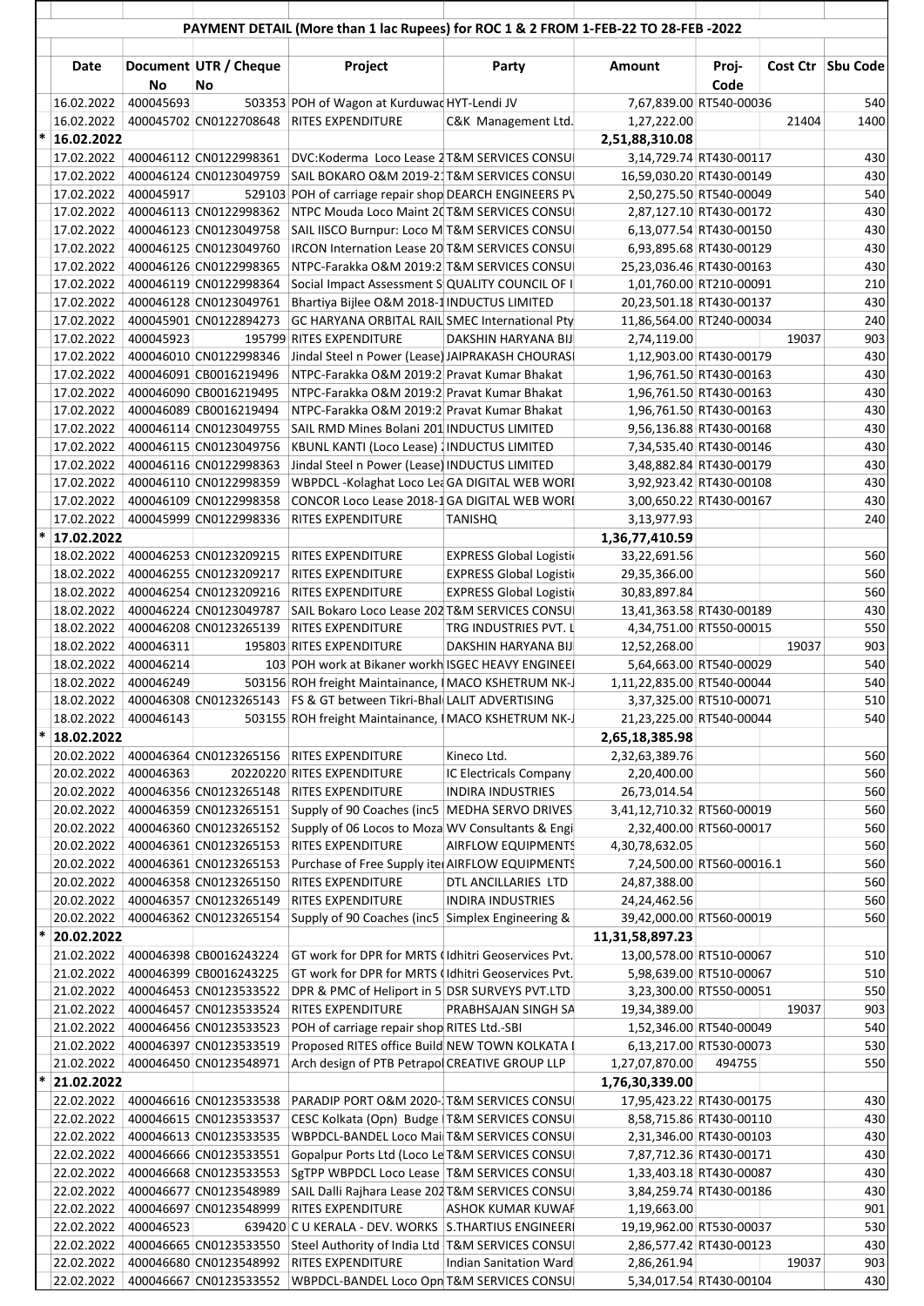## PAYMENT DETAIL (More than 1 lac Rupees) for ROC 1 & 2 FROM 1-FEB-22 TO 28-FEB -2022

| | Date | Document No | UTR / Cheque No | Project | Party | Amount | Proj-Code | Cost Ctr | Sbu Code |
|---|---|---|---|---|---|---|---|---|---|
| | 16.02.2022 | 400045693 | 503353 | POH of Wagon at Kurduwad | HYT-Lendi JV | 7,67,839.00 | RT540-00036 | | 540 |
| | 16.02.2022 | 400045702 | CN0122708648 | RITES EXPENDITURE | C&K Management Ltd. | 1,27,222.00 | | 21404 | 1400 |
| * | 16.02.2022 | | | | | 2,51,88,310.08 | | | |
| | 17.02.2022 | 400046112 | CN0122998361 | DVC:Koderma Loco Lease 2 | T&M SERVICES CONSU | 3,14,729.74 | RT430-00117 | | 430 |
| | 17.02.2022 | 400046124 | CN0123049759 | SAIL BOKARO O&M 2019-2 | T&M SERVICES CONSU | 16,59,030.20 | RT430-00149 | | 430 |
| | 17.02.2022 | 400045917 | 529103 | POH of carriage repair shop | DEARCH ENGINEERS PV | 2,50,275.50 | RT540-00049 | | 540 |
| | 17.02.2022 | 400046113 | CN0122998362 | NTPC Mouda Loco Maint 20 | T&M SERVICES CONSU | 2,87,127.10 | RT430-00172 | | 430 |
| | 17.02.2022 | 400046123 | CN0123049758 | SAIL IISCO Burnpur: Loco M | T&M SERVICES CONSU | 6,13,077.54 | RT430-00150 | | 430 |
| | 17.02.2022 | 400046125 | CN0123049760 | IRCON Internation Lease 20 | T&M SERVICES CONSU | 6,93,895.68 | RT430-00129 | | 430 |
| | 17.02.2022 | 400046126 | CN0122998365 | NTPC-Farakka O&M 2019:2 | T&M SERVICES CONSU | 25,23,036.46 | RT430-00163 | | 430 |
| | 17.02.2022 | 400046119 | CN0122998364 | Social Impact Assessment S | QUALITY COUNCIL OF I | 1,01,760.00 | RT210-00091 | | 210 |
| | 17.02.2022 | 400046128 | CN0123049761 | Bhartiya Bijlee O&M 2018-1 | INDUCTUS LIMITED | 20,23,501.18 | RT430-00137 | | 430 |
| | 17.02.2022 | 400045901 | CN0122894273 | GC HARYANA ORBITAL RAIL | SMEC International Pty | 11,86,564.00 | RT240-00034 | | 240 |
| | 17.02.2022 | 400045923 | 195799 | RITES EXPENDITURE | DAKSHIN HARYANA BIJ | 2,74,119.00 | | 19037 | 903 |
| | 17.02.2022 | 400046010 | CN0122998346 | Jindal Steel n Power (Lease) | JAIPRAKASH CHOURASI | 1,12,903.00 | RT430-00179 | | 430 |
| | 17.02.2022 | 400046091 | CB0016219496 | NTPC-Farakka O&M 2019:2 | Pravat Kumar Bhakat | 1,96,761.50 | RT430-00163 | | 430 |
| | 17.02.2022 | 400046090 | CB0016219495 | NTPC-Farakka O&M 2019:2 | Pravat Kumar Bhakat | 1,96,761.50 | RT430-00163 | | 430 |
| | 17.02.2022 | 400046089 | CB0016219494 | NTPC-Farakka O&M 2019:2 | Pravat Kumar Bhakat | 1,96,761.50 | RT430-00163 | | 430 |
| | 17.02.2022 | 400046114 | CN0123049755 | SAIL RMD Mines Bolani 201 | INDUCTUS LIMITED | 9,56,136.88 | RT430-00168 | | 430 |
| | 17.02.2022 | 400046115 | CN0123049756 | KBUNL KANTI (Loco Lease) | INDUCTUS LIMITED | 7,34,535.40 | RT430-00146 | | 430 |
| | 17.02.2022 | 400046116 | CN0122998363 | Jindal Steel n Power (Lease) | INDUCTUS LIMITED | 3,48,882.84 | RT430-00179 | | 430 |
| | 17.02.2022 | 400046110 | CN0122998359 | WBPDCL -Kolaghat Loco Lea | GA DIGITAL WEB WORI | 3,92,923.42 | RT430-00108 | | 430 |
| | 17.02.2022 | 400046109 | CN0122998358 | CONCOR Loco Lease 2018-1 | GA DIGITAL WEB WORI | 3,00,650.22 | RT430-00167 | | 430 |
| | 17.02.2022 | 400045999 | CN0122998336 | RITES EXPENDITURE | TANISHQ | 3,13,977.93 | | | 240 |
| * | 17.02.2022 | | | | | 1,36,77,410.59 | | | |
| | 18.02.2022 | 400046253 | CN0123209215 | RITES EXPENDITURE | EXPRESS Global Logisti | 33,22,691.56 | | | 560 |
| | 18.02.2022 | 400046255 | CN0123209217 | RITES EXPENDITURE | EXPRESS Global Logisti | 29,35,366.00 | | | 560 |
| | 18.02.2022 | 400046254 | CN0123209216 | RITES EXPENDITURE | EXPRESS Global Logisti | 30,83,897.84 | | | 560 |
| | 18.02.2022 | 400046224 | CN0123049787 | SAIL Bokaro Loco Lease 202 | T&M SERVICES CONSU | 13,41,363.58 | RT430-00189 | | 430 |
| | 18.02.2022 | 400046208 | CN0123265139 | RITES EXPENDITURE | TRG INDUSTRIES PVT. L | 4,34,751.00 | RT550-00015 | | 550 |
| | 18.02.2022 | 400046311 | 195803 | RITES EXPENDITURE | DAKSHIN HARYANA BIJ | 12,52,268.00 | | 19037 | 903 |
| | 18.02.2022 | 400046214 | 103 | POH work at Bikaner workh | ISGEC HEAVY ENGINEEI | 5,64,663.00 | RT540-00029 | | 540 |
| | 18.02.2022 | 400046249 | 503156 | ROH freight Maintainance, I | MACO KSHETRUM NK-J | 1,11,22,835.00 | RT540-00044 | | 540 |
| | 18.02.2022 | 400046308 | CN0123265143 | FS & GT between Tikri-Bhal | LALIT ADVERTISING | 3,37,325.00 | RT510-00071 | | 510 |
| | 18.02.2022 | 400046143 | 503155 | ROH freight Maintainance, I | MACO KSHETRUM NK-J | 21,23,225.00 | RT540-00044 | | 540 |
| * | 18.02.2022 | | | | | 2,65,18,385.98 | | | |
| | 20.02.2022 | 400046364 | CN0123265156 | RITES EXPENDITURE | Kineco Ltd. | 2,32,63,389.76 | | | 560 |
| | 20.02.2022 | 400046363 | 20220220 | RITES EXPENDITURE | IC Electricals Company | 2,20,400.00 | | | 560 |
| | 20.02.2022 | 400046356 | CN0123265148 | RITES EXPENDITURE | INDIRA INDUSTRIES | 26,73,014.54 | | | 560 |
| | 20.02.2022 | 400046359 | CN0123265151 | Supply of 90 Coaches (inc5 | MEDHA SERVO DRIVES | 3,41,12,710.32 | RT560-00019 | | 560 |
| | 20.02.2022 | 400046360 | CN0123265152 | Supply of 06 Locos to Moza | WV Consultants & Engi | 2,32,400.00 | RT560-00017 | | 560 |
| | 20.02.2022 | 400046361 | CN0123265153 | RITES EXPENDITURE | AIRFLOW EQUIPMENTS | 4,30,78,632.05 | | | 560 |
| | 20.02.2022 | 400046361 | CN0123265153 | Purchase of Free Supply ite | AIRFLOW EQUIPMENTS | 7,24,500.00 | RT560-00016.1 | | 560 |
| | 20.02.2022 | 400046358 | CN0123265150 | RITES EXPENDITURE | DTL ANCILLARIES LTD | 24,87,388.00 | | | 560 |
| | 20.02.2022 | 400046357 | CN0123265149 | RITES EXPENDITURE | INDIRA INDUSTRIES | 24,24,462.56 | | | 560 |
| | 20.02.2022 | 400046362 | CN0123265154 | Supply of 90 Coaches (inc5 | Simplex Engineering & | 39,42,000.00 | RT560-00019 | | 560 |
| * | 20.02.2022 | | | | | 11,31,58,897.23 | | | |
| | 21.02.2022 | 400046398 | CB0016243224 | GT work for DPR for MRTS ( | Idhitri Geoservices Pvt. | 13,00,578.00 | RT510-00067 | | 510 |
| | 21.02.2022 | 400046399 | CB0016243225 | GT work for DPR for MRTS ( | Idhitri Geoservices Pvt. | 5,98,639.00 | RT510-00067 | | 510 |
| | 21.02.2022 | 400046453 | CN0123533522 | DPR & PMC of Heliport in 5 | DSR SURVEYS PVT.LTD | 3,23,300.00 | RT550-00051 | | 550 |
| | 21.02.2022 | 400046457 | CN0123533524 | RITES EXPENDITURE | PRABHSAJAN SINGH SA | 19,34,389.00 | | 19037 | 903 |
| | 21.02.2022 | 400046456 | CN0123533523 | POH of carriage repair shop | RITES Ltd.-SBI | 1,52,346.00 | RT540-00049 | | 540 |
| | 21.02.2022 | 400046397 | CN0123533519 | Proposed RITES office Build | NEW TOWN KOLKATA I | 6,13,217.00 | RT530-00073 | | 530 |
| | 21.02.2022 | 400046450 | CN0123548971 | Arch design of PTB Petrapol | CREATIVE GROUP LLP | 1,27,07,870.00 | 494755 | | 550 |
| * | 21.02.2022 | | | | | 1,76,30,339.00 | | | |
| | 22.02.2022 | 400046616 | CN0123533538 | PARADIP PORT O&M 2020- | T&M SERVICES CONSU | 17,95,423.22 | RT430-00175 | | 430 |
| | 22.02.2022 | 400046615 | CN0123533537 | CESC Kolkata (Opn) Budge | T&M SERVICES CONSU | 8,58,715.86 | RT430-00110 | | 430 |
| | 22.02.2022 | 400046613 | CN0123533535 | WBPDCL-BANDEL Loco Mai | T&M SERVICES CONSU | 2,31,346.00 | RT430-00103 | | 430 |
| | 22.02.2022 | 400046666 | CN0123533551 | Gopalpur Ports Ltd (Loco Le | T&M SERVICES CONSU | 7,87,712.36 | RT430-00171 | | 430 |
| | 22.02.2022 | 400046668 | CN0123533553 | SgTPP WBPDCL Loco Lease | T&M SERVICES CONSU | 1,33,403.18 | RT430-00087 | | 430 |
| | 22.02.2022 | 400046677 | CN0123548989 | SAIL Dalli Rajhara Lease 202 | T&M SERVICES CONSU | 3,84,259.74 | RT430-00186 | | 430 |
| | 22.02.2022 | 400046697 | CN0123548999 | RITES EXPENDITURE | ASHOK KUMAR KUWAF | 1,19,663.00 | | | 901 |
| | 22.02.2022 | 400046523 | 639420 | C U KERALA - DEV. WORKS | S.THARTIUS ENGINEERI | 19,19,962.00 | RT530-00037 | | 530 |
| | 22.02.2022 | 400046665 | CN0123533550 | Steel Authority of India Ltd | T&M SERVICES CONSU | 2,86,577.42 | RT430-00123 | | 430 |
| | 22.02.2022 | 400046680 | CN0123548992 | RITES EXPENDITURE | Indian Sanitation Ward | 2,86,261.94 | | 19037 | 903 |
| | 22.02.2022 | 400046667 | CN0123533552 | WBPDCL-BANDEL Loco Opn | T&M SERVICES CONSU | 5,34,017.54 | RT430-00104 | | 430 |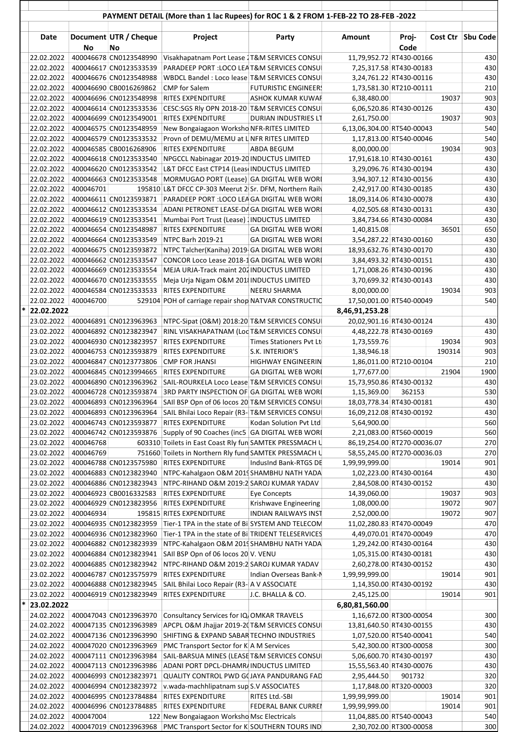# PAYMENT DETAIL (More than 1 lac Rupees) for ROC 1 & 2 FROM 1-FEB-22 TO 28-FEB -2022

| | Date | Document No | UTR / Cheque No | Project | Party | Amount | Proj-Code | Cost Ctr | Sbu Code |
|---|---|---|---|---|---|---|---|---|---|
| | 22.02.2022 | 400046678 | CN0123548990 | Visakhapatnam Port Lease 2 | T&M SERVICES CONSU | 11,79,952.72 | RT430-00166 | | 430 |
| | 22.02.2022 | 400046617 | CN0123533539 | PARADEEP PORT :LOCO LEA | T&M SERVICES CONSU | 7,25,317.58 | RT430-00183 | | 430 |
| | 22.02.2022 | 400046676 | CN0123548988 | WBDCL Bandel : Loco lease | T&M SERVICES CONSU | 3,24,761.22 | RT430-00116 | | 430 |
| | 22.02.2022 | 400046690 | CB0016269862 | CMP for Salem | FUTURISTIC ENGINEER | 1,73,581.30 | RT210-00111 | | 210 |
| | 22.02.2022 | 400046696 | CN0123548998 | RITES EXPENDITURE | ASHOK KUMAR KUWAR | 6,38,480.00 | | 19037 | 903 |
| | 22.02.2022 | 400046614 | CN0123533536 | CESC:SGS Rly OPN 2018-20 | T&M SERVICES CONSU | 6,06,520.86 | RT430-00126 | | 430 |
| | 22.02.2022 | 400046699 | CN0123549001 | RITES EXPENDITURE | DURIAN INDUSTRIES LT | 2,61,750.00 | | 19037 | 903 |
| | 22.02.2022 | 400046575 | CN0123548959 | New Bongaigaon Worksho | NFR-RITES LIMITED | 6,13,06,304.00 | RT540-00043 | | 540 |
| | 22.02.2022 | 400046579 | CN0123533532 | Provn of DEMU/MEMU at L | NFR RITES LIMITED | 1,17,813.00 | RT540-00046 | | 540 |
| | 22.02.2022 | 400046585 | CB0016268906 | RITES EXPENDITURE | ABDA BEGUM | 8,00,000.00 | | 19034 | 903 |
| | 22.02.2022 | 400046618 | CN0123533540 | NPGCCL Nabinagar 2019-20 | INDUCTUS LIMITED | 17,91,618.10 | RT430-00161 | | 430 |
| | 22.02.2022 | 400046620 | CN0123533542 | L&T DFCC East CTP14 (Leas | INDUCTUS LIMITED | 3,29,096.76 | RT430-00194 | | 430 |
| | 22.02.2022 | 400046663 | CN0123533548 | MORMUGAO PORT (Lease) | GA DIGITAL WEB WOR | 3,94,307.12 | RT430-00156 | | 430 |
| | 22.02.2022 | 400046701 | 195810 | L&T DFCC CP-303 Meerut 2 | Sr. DFM, Northern Railw | 2,42,917.00 | RT430-00185 | | 430 |
| | 22.02.2022 | 400046611 | CN0123593871 | PARADEEP PORT :LOCO LEA | GA DIGITAL WEB WOR | 18,09,314.06 | RT430-00078 | | 430 |
| | 22.02.2022 | 400046612 | CN0123533534 | ADANI PETRONET LEASE-DA | GA DIGITAL WEB WOR | 4,02,505.68 | RT430-00131 | | 430 |
| | 22.02.2022 | 400046619 | CN0123533541 | Mumbai Port Trust (Lease) | INDUCTUS LIMITED | 3,84,734.66 | RT430-00084 | | 430 |
| | 22.02.2022 | 400046654 | CN0123548987 | RITES EXPENDITURE | GA DIGITAL WEB WOR | 1,40,815.08 | | 36501 | 650 |
| | 22.02.2022 | 400046664 | CN0123533549 | NTPC Barh 2019-21 | GA DIGITAL WEB WOR | 3,54,287.22 | RT430-00160 | | 430 |
| | 22.02.2022 | 400046675 | CN0123593872 | NTPC Talcher(Kaniha) 2019- | GA DIGITAL WEB WOR | 18,93,632.76 | RT430-00170 | | 430 |
| | 22.02.2022 | 400046662 | CN0123533547 | CONCOR Loco Lease 2018-1 | GA DIGITAL WEB WOR | 3,84,493.32 | RT430-00151 | | 430 |
| | 22.02.2022 | 400046669 | CN0123533554 | MEJA URJA-Track maint 202 | INDUCTUS LIMITED | 1,71,008.26 | RT430-00196 | | 430 |
| | 22.02.2022 | 400046670 | CN0123533555 | Meja Urja Nigam O&M 2018 | INDUCTUS LIMITED | 3,70,699.32 | RT430-00143 | | 430 |
| | 22.02.2022 | 400046584 | CN0123533533 | RITES EXPENDITURE | NEERU SHARMA | 8,00,000.00 | | 19034 | 903 |
| | 22.02.2022 | 400046700 | 529104 | POH of carriage repair shop | NATVAR CONSTRUCTIC | 17,50,001.00 | RT540-00049 | | 540 |
| * | 22.02.2022 | | | | | 8,46,91,253.28 | | | |
| | 23.02.2022 | 400046891 | CN0123963963 | NTPC-Sipat (O&M) 2018:20 | T&M SERVICES CONSU | 20,02,901.16 | RT430-00124 | | 430 |
| | 23.02.2022 | 400046892 | CN0123963964 | RINL VISAKHAPATNAM (Loc | T&M SERVICES CONSU | 4,48,222.78 | RT430-00169 | | 430 |
| | 23.02.2022 | 400046930 | CN0123823957 | RITES EXPENDITURE | Times Stationers Pvt Lt | 1,73,559.76 | | 19034 | 903 |
| | 23.02.2022 | 400046753 | CN0123593879 | RITES EXPENDITURE | S.K. INTERIOR'S | 1,38,946.18 | | 190314 | 903 |
| | 23.02.2022 | 400046847 | CN0123773806 | CMP FOR JHANSI | HIGHWAY ENGINEERIN | 1,86,011.00 | RT210-00104 | | 210 |
| | 23.02.2022 | 400046845 | CN0123994665 | RITES EXPENDITURE | GA DIGITAL WEB WOR | 1,77,677.00 | | 21904 | 1900 |
| | 23.02.2022 | 400046890 | CN0123963962 | SAIL-ROURKELA Loco Lease | T&M SERVICES CONSU | 15,73,950.86 | RT430-00132 | | 430 |
| | 23.02.2022 | 400046728 | CN0123593874 | 3RD PARTY INSPECTION OF | GA DIGITAL WEB WOR | 1,15,369.00 | 362153 | | 530 |
| | 23.02.2022 | 400046893 | CN0123963964 | SAIl BSP Opn of 06 locos 20 | T&M SERVICES CONSU | 18,03,778.34 | RT430-00181 | | 430 |
| | 23.02.2022 | 400046893 | CN0123963964 | SAIL Bhilai Loco Repair (R3- | T&M SERVICES CONSU | 16,09,212.08 | RT430-00192 | | 430 |
| | 23.02.2022 | 400046743 | CN0123593877 | RITES EXPENDITURE | Kodan Solution Pvt Ltd | 5,64,900.00 | | | 560 |
| | 23.02.2022 | 400046742 | CN0123593876 | Supply of 90 Coaches (inc5 | GA DIGITAL WEB WOR | 2,21,083.00 | RT560-00019 | | 560 |
| | 23.02.2022 | 400046768 | 603310 | Toilets in East Coast Rly fun | SAMTEK PRESSMACH L | 86,19,254.00 | RT270-00036.07 | | 270 |
| | 23.02.2022 | 400046769 | 751660 | Toilets in Northern Rly fund | SAMTEK PRESSMACH L | 58,55,245.00 | RT270-00036.03 | | 270 |
| | 23.02.2022 | 400046788 | CN0123575980 | RITES EXPENDITURE | IndusInd Bank-RTGS DE | 1,99,99,999.00 | | 19014 | 901 |
| | 23.02.2022 | 400046883 | CN0123823940 | NTPC-Kahalgaon O&M 2019 | SHAMBHU NATH YADA | 1,02,223.00 | RT430-00164 | | 430 |
| | 23.02.2022 | 400046886 | CN0123823943 | NTPC-RIHAND O&M 2019:2 | SAROJ KUMAR YADAV | 2,84,508.00 | RT430-00152 | | 430 |
| | 23.02.2022 | 400046923 | CB0016332583 | RITES EXPENDITURE | Eye Concepts | 14,39,060.00 | | 19037 | 903 |
| | 23.02.2022 | 400046929 | CN0123823956 | RITES EXPENDITURE | Krishwave Engineering | 1,08,000.00 | | 19072 | 907 |
| | 23.02.2022 | 400046934 | 195815 | RITES EXPENDITURE | INDIAN RAILWAYS INST | 2,52,000.00 | | 19072 | 907 |
| | 23.02.2022 | 400046935 | CN0123823959 | Tier-1 TPA in the state of Bi | SYSTEM AND TELECOM | 11,02,280.83 | RT470-00049 | | 470 |
| | 23.02.2022 | 400046936 | CN0123823960 | Tier-1 TPA in the state of Bi | TRIDENT TELESERVICES | 4,49,070.01 | RT470-00049 | | 470 |
| | 23.02.2022 | 400046882 | CN0123823939 | NTPC-Kahalgaon O&M 2019 | SHAMBHU NATH YADA | 1,29,242.00 | RT430-00164 | | 430 |
| | 23.02.2022 | 400046884 | CN0123823941 | SAIl BSP Opn of 06 locos 20 | V. VENU | 1,05,315.00 | RT430-00181 | | 430 |
| | 23.02.2022 | 400046885 | CN0123823942 | NTPC-RIHAND O&M 2019:2 | SAROJ KUMAR YADAV | 2,60,278.00 | RT430-00152 | | 430 |
| | 23.02.2022 | 400046787 | CN0123575979 | RITES EXPENDITURE | Indian Overseas Bank-N | 1,99,99,999.00 | | 19014 | 901 |
| | 23.02.2022 | 400046888 | CN0123823945 | SAIL Bhilai Loco Repair (R3- | A V ASSOCIATE | 1,14,350.00 | RT430-00192 | | 430 |
| | 23.02.2022 | 400046919 | CN0123823949 | RITES EXPENDITURE | J.C. BHALLA & CO. | 2,45,125.00 | | 19014 | 901 |
| * | 23.02.2022 | | | | | 6,80,81,560.00 | | | |
| | 24.02.2022 | 400047043 | CN0123963970 | Consultancy Services for IQ | OMKAR TRAVELS | 1,16,672.00 | RT300-00054 | | 300 |
| | 24.02.2022 | 400047135 | CN0123963989 | APCPL O&M Jhajjar 2019-20 | T&M SERVICES CONSU | 13,81,640.50 | RT430-00155 | | 430 |
| | 24.02.2022 | 400047136 | CN0123963990 | SHIFTING & EXPAND SABAR | TECHNO INDUSTRIES | 1,07,520.00 | RT540-00041 | | 540 |
| | 24.02.2022 | 400047020 | CN0123963969 | PMC Transport Sector for K | A M Services | 5,42,300.00 | RT300-00058 | | 300 |
| | 24.02.2022 | 400047111 | CN0123963984 | SAIL-BARSUA MINES (LEASE | T&M SERVICES CONSU | 5,06,600.70 | RT430-00197 | | 430 |
| | 24.02.2022 | 400047113 | CN0123963986 | ADANI PORT DPCL-DHAMRA | INDUCTUS LIMITED | 15,55,563.40 | RT430-00076 | | 430 |
| | 24.02.2022 | 400046993 | CN0123823971 | QUALITY CONTROL PWD GO | JAYA PANDURANG FAD | 2,95,444.50 | 901732 | | 320 |
| | 24.02.2022 | 400046994 | CN0123823972 | v.wada-machhlipatnam sup | S.V ASSOCIATES | 1,17,848.00 | RT320-00003 | | 320 |
| | 24.02.2022 | 400046995 | CN0123784884 | RITES EXPENDITURE | RITES Ltd.-SBI | 1,99,99,999.00 | | 19014 | 901 |
| | 24.02.2022 | 400046996 | CN0123784885 | RITES EXPENDITURE | FEDERAL BANK CURREI | 1,99,99,999.00 | | 19014 | 901 |
| | 24.02.2022 | 400047004 | 122 | New Bongaigaon Worksho | Msc Electricals | 11,04,885.00 | RT540-00043 | | 540 |
| | 24.02.2022 | 400047019 | CN0123963968 | PMC Transport Sector for K | SOUTHERN TOURS IND | 2,30,702.00 | RT300-00058 | | 300 |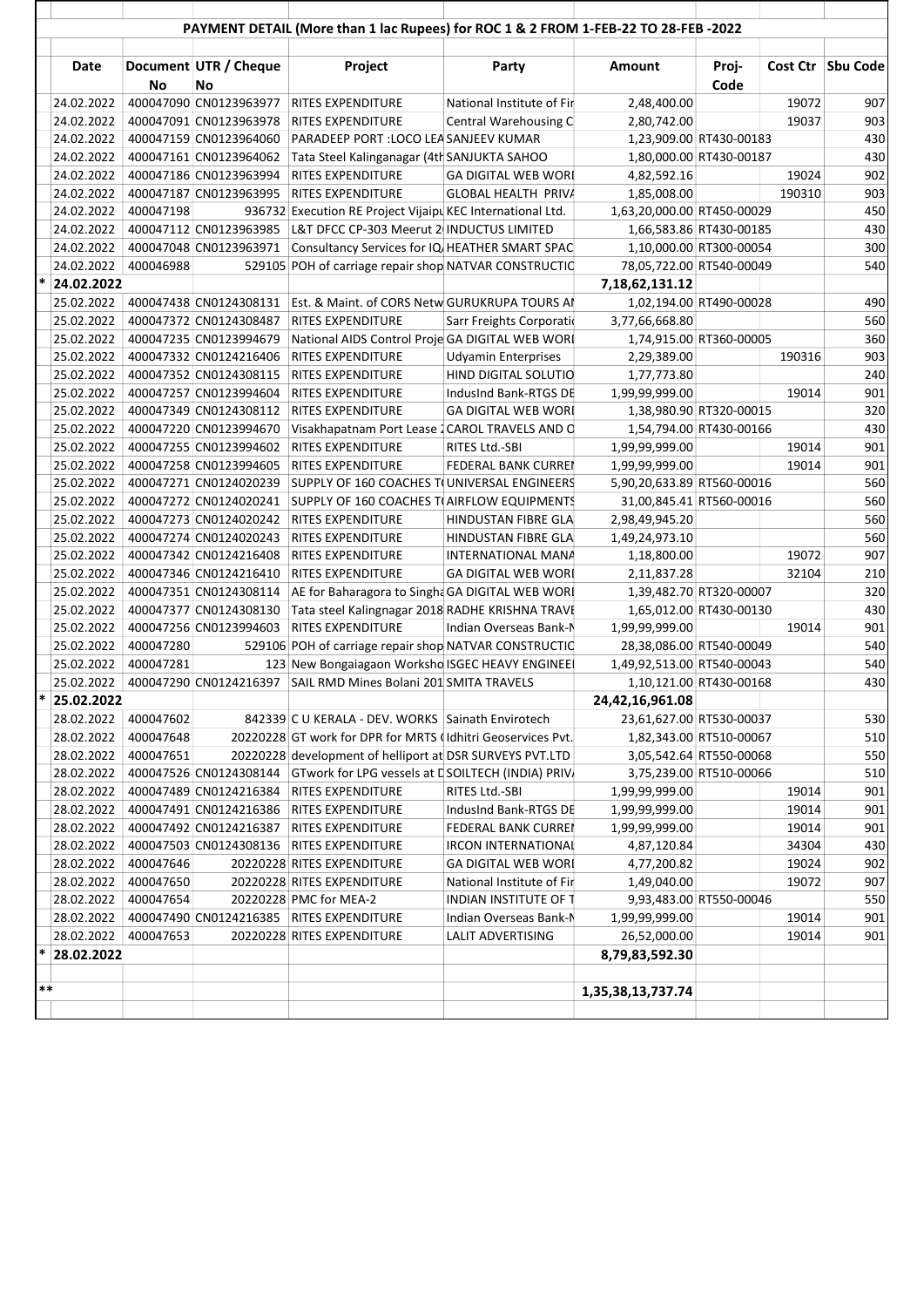| PAYMENT DETAIL (More than 1 lac Rupees) for ROC 1 & 2 FROM 1-FEB-22 TO 28-FEB -2022 | | | | | | | | | |
|---|---|---|---|---|---|---|---|---|---|
| | Date | Document No | UTR / Cheque No | Project | Party | Amount | Proj-Code | Cost Ctr | Sbu Code |
| | 24.02.2022 | 400047090 | CN0123963977 | RITES EXPENDITURE | National Institute of Fir | 2,48,400.00 | | 19072 | 907 |
| | 24.02.2022 | 400047091 | CN0123963978 | RITES EXPENDITURE | Central Warehousing C | 2,80,742.00 | | 19037 | 903 |
| | 24.02.2022 | 400047159 | CN0123964060 | PARADEEP PORT :LOCO LEA | SANJEEV KUMAR | 1,23,909.00 | RT430-00183 | | 430 |
| | 24.02.2022 | 400047161 | CN0123964062 | Tata Steel Kalinganagar (4th | SANJUKTA SAHOO | 1,80,000.00 | RT430-00187 | | 430 |
| | 24.02.2022 | 400047186 | CN0123963994 | RITES EXPENDITURE | GA DIGITAL WEB WORI | 4,82,592.16 | | 19024 | 902 |
| | 24.02.2022 | 400047187 | CN0123963995 | RITES EXPENDITURE | GLOBAL HEALTH PRIVA | 1,85,008.00 | | 190310 | 903 |
| | 24.02.2022 | 400047198 | 936732 | Execution RE Project Vijaipu | KEC International Ltd. | 1,63,20,000.00 | RT450-00029 | | 450 |
| | 24.02.2022 | 400047112 | CN0123963985 | L&T DFCC CP-303 Meerut 2 | INDUCTUS LIMITED | 1,66,583.86 | RT430-00185 | | 430 |
| | 24.02.2022 | 400047048 | CN0123963971 | Consultancy Services for IQA | HEATHER SMART SPAC | 1,10,000.00 | RT300-00054 | | 300 |
| | 24.02.2022 | 400046988 | 529105 | POH of carriage repair shop | NATVAR CONSTRUCTIC | 78,05,722.00 | RT540-00049 | | 540 |
| * | 24.02.2022 | | | | | 7,18,62,131.12 | | | |
| | 25.02.2022 | 400047438 | CN0124308131 | Est. & Maint. of CORS Netw | GURUKRUPA TOURS AI | 1,02,194.00 | RT490-00028 | | 490 |
| | 25.02.2022 | 400047372 | CN0124308487 | RITES EXPENDITURE | Sarr Freights Corporatio | 3,77,66,668.80 | | | 560 |
| | 25.02.2022 | 400047235 | CN0123994679 | National AIDS Control Proje | GA DIGITAL WEB WORI | 1,74,915.00 | RT360-00005 | | 360 |
| | 25.02.2022 | 400047332 | CN0124216406 | RITES EXPENDITURE | Udyamin Enterprises | 2,29,389.00 | | 190316 | 903 |
| | 25.02.2022 | 400047352 | CN0124308115 | RITES EXPENDITURE | HIND DIGITAL SOLUTIO | 1,77,773.80 | | | 240 |
| | 25.02.2022 | 400047257 | CN0123994604 | RITES EXPENDITURE | IndusInd Bank-RTGS DE | 1,99,99,999.00 | | 19014 | 901 |
| | 25.02.2022 | 400047349 | CN0124308112 | RITES EXPENDITURE | GA DIGITAL WEB WORI | 1,38,980.90 | RT320-00015 | | 320 |
| | 25.02.2022 | 400047220 | CN0123994670 | Visakhapatnam Port Lease 2 | CAROL TRAVELS AND O | 1,54,794.00 | RT430-00166 | | 430 |
| | 25.02.2022 | 400047255 | CN0123994602 | RITES EXPENDITURE | RITES Ltd.-SBI | 1,99,99,999.00 | | 19014 | 901 |
| | 25.02.2022 | 400047258 | CN0123994605 | RITES EXPENDITURE | FEDERAL BANK CURREI | 1,99,99,999.00 | | 19014 | 901 |
| | 25.02.2022 | 400047271 | CN0124020239 | SUPPLY OF 160 COACHES T | UNIVERSAL ENGINEERS | 5,90,20,633.89 | RT560-00016 | | 560 |
| | 25.02.2022 | 400047272 | CN0124020241 | SUPPLY OF 160 COACHES T | AIRFLOW EQUIPMENTS | 31,00,845.41 | RT560-00016 | | 560 |
| | 25.02.2022 | 400047273 | CN0124020242 | RITES EXPENDITURE | HINDUSTAN FIBRE GLA | 2,98,49,945.20 | | | 560 |
| | 25.02.2022 | 400047274 | CN0124020243 | RITES EXPENDITURE | HINDUSTAN FIBRE GLA | 1,49,24,973.10 | | | 560 |
| | 25.02.2022 | 400047342 | CN0124216408 | RITES EXPENDITURE | INTERNATIONAL MANA | 1,18,800.00 | | 19072 | 907 |
| | 25.02.2022 | 400047346 | CN0124216410 | RITES EXPENDITURE | GA DIGITAL WEB WORI | 2,11,837.28 | | 32104 | 210 |
| | 25.02.2022 | 400047351 | CN0124308114 | AE for Baharagora to Singha | GA DIGITAL WEB WORI | 1,39,482.70 | RT320-00007 | | 320 |
| | 25.02.2022 | 400047377 | CN0124308130 | Tata steel Kalingnagar 2018 | RADHE KRISHNA TRAVE | 1,65,012.00 | RT430-00130 | | 430 |
| | 25.02.2022 | 400047256 | CN0123994603 | RITES EXPENDITURE | Indian Overseas Bank-N | 1,99,99,999.00 | | 19014 | 901 |
| | 25.02.2022 | 400047280 | 529106 | POH of carriage repair shop | NATVAR CONSTRUCTIC | 28,38,086.00 | RT540-00049 | | 540 |
| | 25.02.2022 | 400047281 | 123 | New Bongaiagaon Worksho | ISGEC HEAVY ENGINEEI | 1,49,92,513.00 | RT540-00043 | | 540 |
| | 25.02.2022 | 400047290 | CN0124216397 | SAIL RMD Mines Bolani 201 | SMITA TRAVELS | 1,10,121.00 | RT430-00168 | | 430 |
| * | 25.02.2022 | | | | | 24,42,16,961.08 | | | |
| | 28.02.2022 | 400047602 | 842339 | C U KERALA - DEV. WORKS | Sainath Envirotech | 23,61,627.00 | RT530-00037 | | 530 |
| | 28.02.2022 | 400047648 | 20220228 | GT work for DPR for MRTS ( | Idhitri Geoservices Pvt. | 1,82,343.00 | RT510-00067 | | 510 |
| | 28.02.2022 | 400047651 | 20220228 | development of helliport at | DSR SURVEYS PVT.LTD | 3,05,542.64 | RT550-00068 | | 550 |
| | 28.02.2022 | 400047526 | CN0124308144 | GTwork for LPG vessels at D | SOILTECH (INDIA) PRIVA | 3,75,239.00 | RT510-00066 | | 510 |
| | 28.02.2022 | 400047489 | CN0124216384 | RITES EXPENDITURE | RITES Ltd.-SBI | 1,99,99,999.00 | | 19014 | 901 |
| | 28.02.2022 | 400047491 | CN0124216386 | RITES EXPENDITURE | IndusInd Bank-RTGS DE | 1,99,99,999.00 | | 19014 | 901 |
| | 28.02.2022 | 400047492 | CN0124216387 | RITES EXPENDITURE | FEDERAL BANK CURREI | 1,99,99,999.00 | | 19014 | 901 |
| | 28.02.2022 | 400047503 | CN0124308136 | RITES EXPENDITURE | IRCON INTERNATIONAL | 4,87,120.84 | | 34304 | 430 |
| | 28.02.2022 | 400047646 | 20220228 | RITES EXPENDITURE | GA DIGITAL WEB WORI | 4,77,200.82 | | 19024 | 902 |
| | 28.02.2022 | 400047650 | 20220228 | RITES EXPENDITURE | National Institute of Fir | 1,49,040.00 | | 19072 | 907 |
| | 28.02.2022 | 400047654 | 20220228 | PMC for MEA-2 | INDIAN INSTITUTE OF T | 9,93,483.00 | RT550-00046 | | 550 |
| | 28.02.2022 | 400047490 | CN0124216385 | RITES EXPENDITURE | Indian Overseas Bank-N | 1,99,99,999.00 | | 19014 | 901 |
| | 28.02.2022 | 400047653 | 20220228 | RITES EXPENDITURE | LALIT ADVERTISING | 26,52,000.00 | | 19014 | 901 |
| * | 28.02.2022 | | | | | 8,79,83,592.30 | | | |
| ** | | | | | | 1,35,38,13,737.74 | | | |